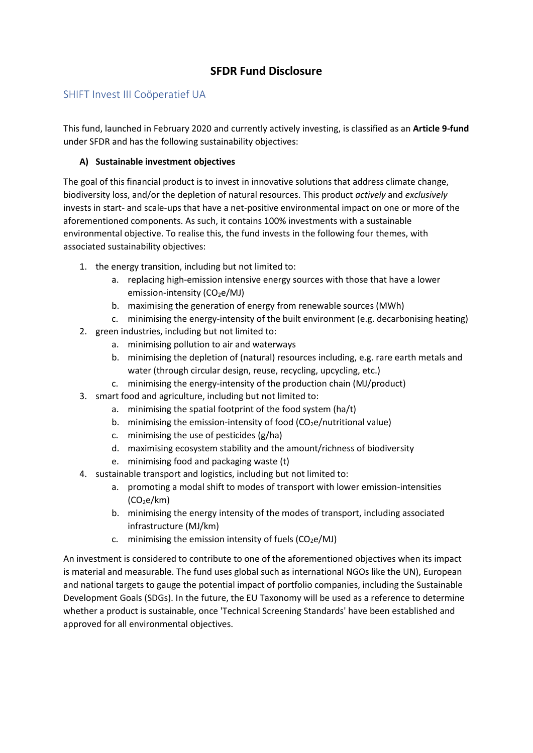# SFDR Fund Disclosure

## SHIFT Invest III Coöperatief UA

This fund, launched in February 2020 and currently actively investing, is classified as an **Article 9-fund** under SFDR and has the following sustainability objectives:

### A) Sustainable investment objectives

The goal of this financial product is to invest in innovative solutions that address climate change, biodiversity loss, and/or the depletion of natural resources. This product *actively* and *exclusively* invests in start- and scale-ups that have a net-positive environmental impact on one or more of the aforementioned components. As such, it contains 100% investments with a sustainable environmental objective. To realise this, the fund invests in the following four themes, with associated sustainability objectives:

1. the energy transition, including but not limited to:
   a. replacing high-emission intensive energy sources with those that have a lower emission-intensity ($CO_2e$/MJ)
   b. maximising the generation of energy from renewable sources (MWh)
   c. minimising the energy-intensity of the built environment (e.g. decarbonising heating)
2. green industries, including but not limited to:
   a. minimising pollution to air and waterways
   b. minimising the depletion of (natural) resources including, e.g. rare earth metals and water (through circular design, reuse, recycling, upcycling, etc.)
   c. minimising the energy-intensity of the production chain (MJ/product)
3. smart food and agriculture, including but not limited to:
   a. minimising the spatial footprint of the food system (ha/t)
   b. minimising the emission-intensity of food ($CO_2e$/nutritional value)
   c. minimising the use of pesticides (g/ha)
   d. maximising ecosystem stability and the amount/richness of biodiversity
   e. minimising food and packaging waste (t)
4. sustainable transport and logistics, including but not limited to:
   a. promoting a modal shift to modes of transport with lower emission-intensities ($CO_2e$/km)
   b. minimising the energy intensity of the modes of transport, including associated infrastructure (MJ/km)
   c. minimising the emission intensity of fuels ($CO_2e$/MJ)

An investment is considered to contribute to one of the aforementioned objectives when its impact is material and measurable. The fund uses global such as international NGOs like the UN), European and national targets to gauge the potential impact of portfolio companies, including the Sustainable Development Goals (SDGs). In the future, the EU Taxonomy will be used as a reference to determine whether a product is sustainable, once 'Technical Screening Standards' have been established and approved for all environmental objectives.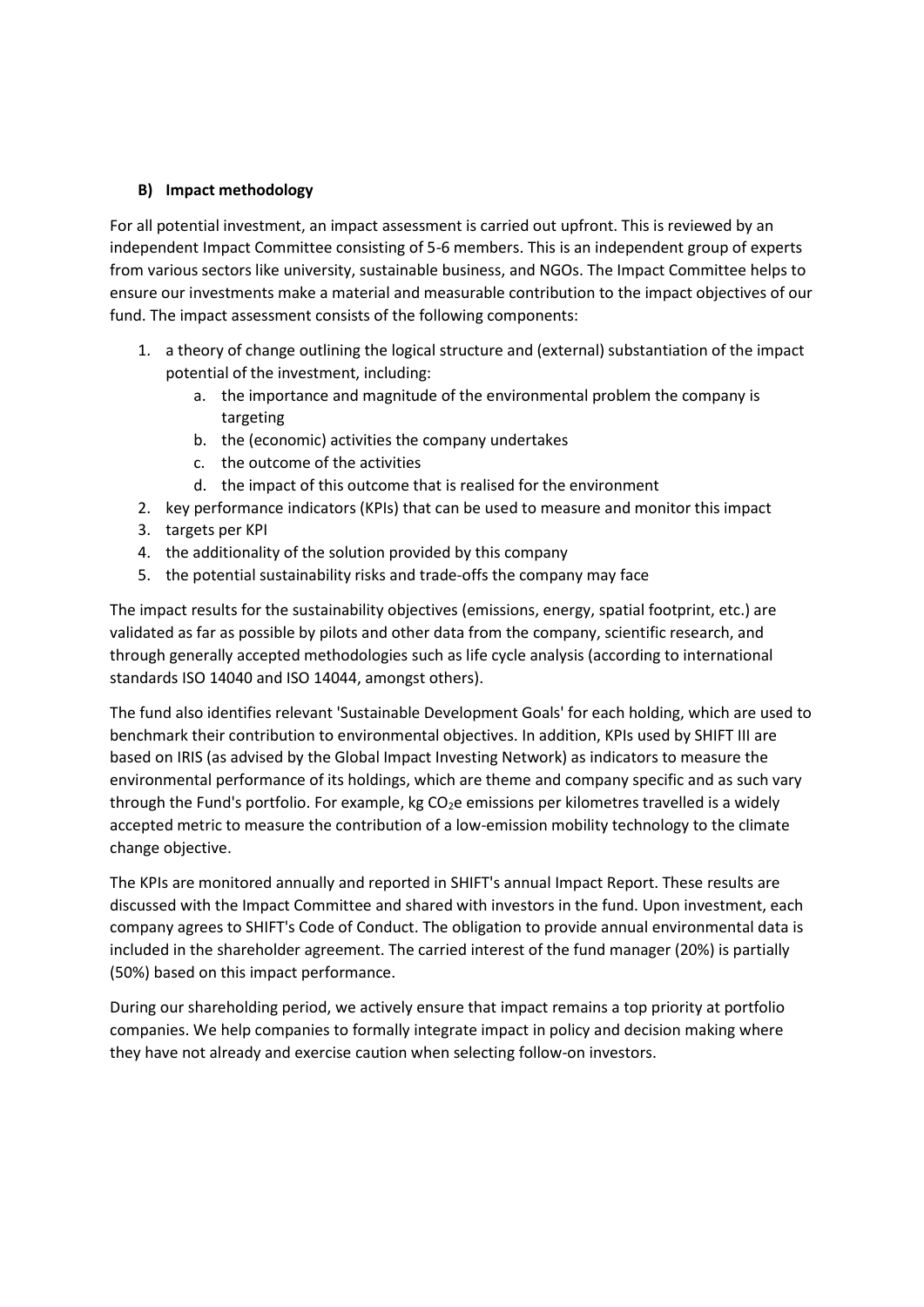## B) Impact methodology

For all potential investment, an impact assessment is carried out upfront. This is reviewed by an independent Impact Committee consisting of 5-6 members. This is an independent group of experts from various sectors like university, sustainable business, and NGOs. The Impact Committee helps to ensure our investments make a material and measurable contribution to the impact objectives of our fund. The impact assessment consists of the following components:

1. a theory of change outlining the logical structure and (external) substantiation of the impact potential of the investment, including:
   a. the importance and magnitude of the environmental problem the company is targeting
   b. the (economic) activities the company undertakes
   c. the outcome of the activities
   d. the impact of this outcome that is realised for the environment
2. key performance indicators (KPIs) that can be used to measure and monitor this impact
3. targets per KPI
4. the additionality of the solution provided by this company
5. the potential sustainability risks and trade-offs the company may face

The impact results for the sustainability objectives (emissions, energy, spatial footprint, etc.) are validated as far as possible by pilots and other data from the company, scientific research, and through generally accepted methodologies such as life cycle analysis (according to international standards ISO 14040 and ISO 14044, amongst others).

The fund also identifies relevant 'Sustainable Development Goals' for each holding, which are used to benchmark their contribution to environmental objectives. In addition, KPIs used by SHIFT III are based on IRIS (as advised by the Global Impact Investing Network) as indicators to measure the environmental performance of its holdings, which are theme and company specific and as such vary through the Fund's portfolio. For example, kg $CO_2e$ emissions per kilometres travelled is a widely accepted metric to measure the contribution of a low-emission mobility technology to the climate change objective.

The KPIs are monitored annually and reported in SHIFT's annual Impact Report. These results are discussed with the Impact Committee and shared with investors in the fund. Upon investment, each company agrees to SHIFT's Code of Conduct. The obligation to provide annual environmental data is included in the shareholder agreement. The carried interest of the fund manager (20%) is partially (50%) based on this impact performance.

During our shareholding period, we actively ensure that impact remains a top priority at portfolio companies. We help companies to formally integrate impact in policy and decision making where they have not already and exercise caution when selecting follow-on investors.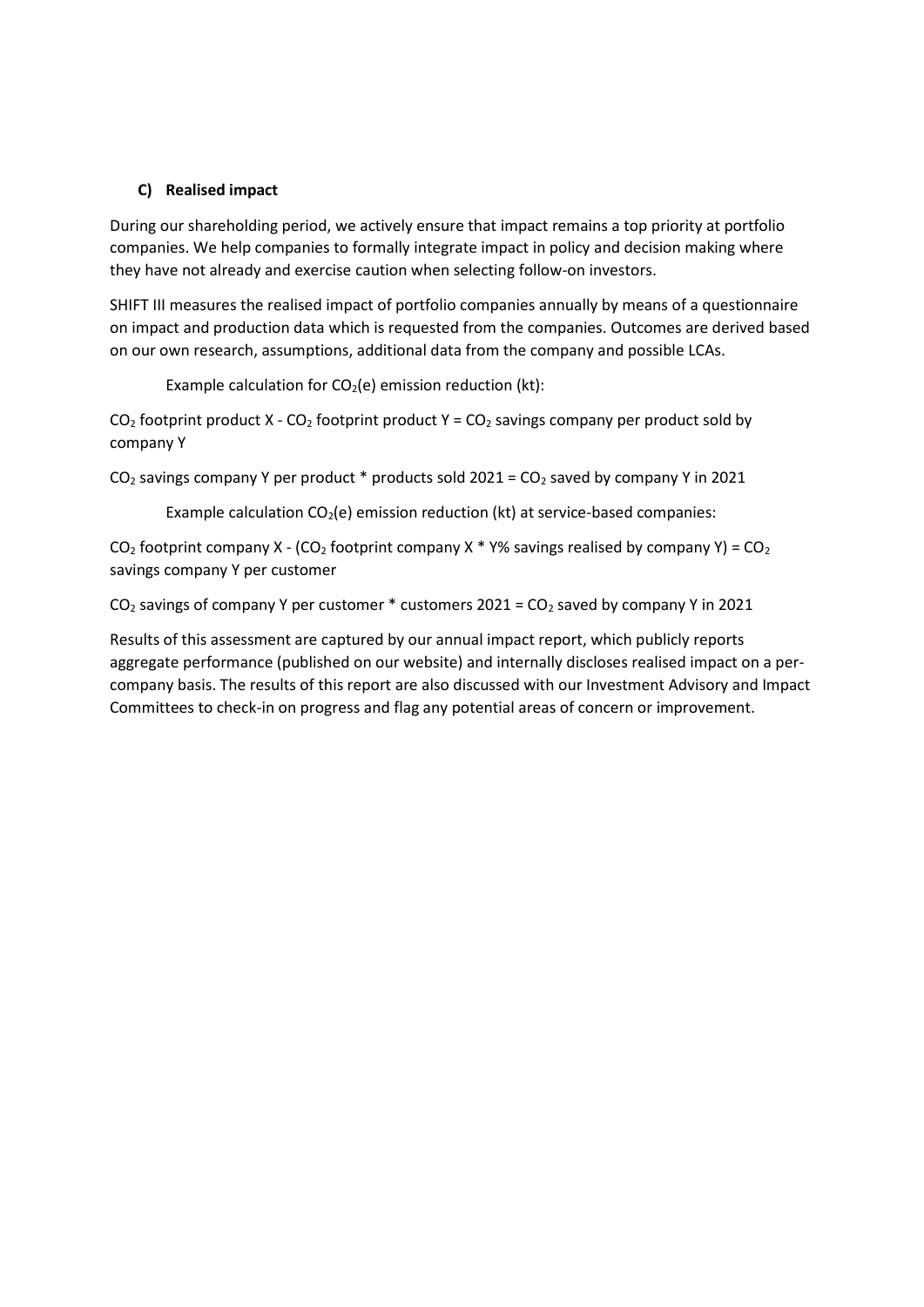### C) Realised impact

During our shareholding period, we actively ensure that impact remains a top priority at portfolio companies. We help companies to formally integrate impact in policy and decision making where they have not already and exercise caution when selecting follow-on investors.

SHIFT III measures the realised impact of portfolio companies annually by means of a questionnaire on impact and production data which is requested from the companies. Outcomes are derived based on our own research, assumptions, additional data from the company and possible LCAs.

Example calculation for $CO_2$(e) emission reduction (kt):

$CO_2$ footprint product X - $CO_2$ footprint product Y = $CO_2$ savings company per product sold by company Y

$CO_2$ savings company Y per product * products sold 2021 = $CO_2$ saved by company Y in 2021

Example calculation $CO_2$(e) emission reduction (kt) at service-based companies:

$CO_2$ footprint company X - ($CO_2$ footprint company X * Y% savings realised by company Y) = $CO_2$ savings company Y per customer

$CO_2$ savings of company Y per customer * customers 2021 = $CO_2$ saved by company Y in 2021

Results of this assessment are captured by our annual impact report, which publicly reports aggregate performance (published on our website) and internally discloses realised impact on a per-company basis. The results of this report are also discussed with our Investment Advisory and Impact Committees to check-in on progress and flag any potential areas of concern or improvement.